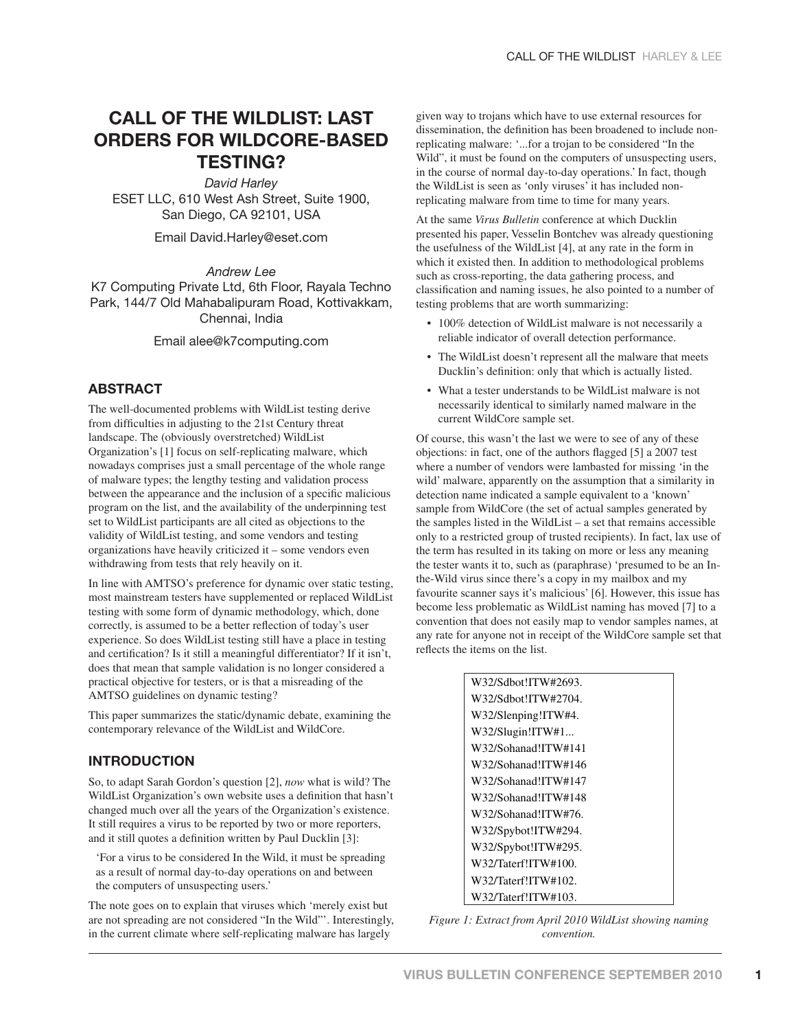# CALL OF THE WILDLIST: LAST ORDERS FOR WILDCORE-BASED TESTING?

*David Harley*
ESET LLC, 610 West Ash Street, Suite 1900, San Diego, CA 92101, USA

Email David.Harley@eset.com

*Andrew Lee*
K7 Computing Private Ltd, 6th Floor, Rayala Techno Park, 144/7 Old Mahabalipuram Road, Kottivakkam, Chennai, India

Email alee@k7computing.com

## ABSTRACT

The well-documented problems with WildList testing derive from difficulties in adjusting to the 21st Century threat landscape. The (obviously overstretched) WildList Organization's [1] focus on self-replicating malware, which nowadays comprises just a small percentage of the whole range of malware types; the lengthy testing and validation process between the appearance and the inclusion of a specific malicious program on the list, and the availability of the underpinning test set to WildList participants are all cited as objections to the validity of WildList testing, and some vendors and testing organizations have heavily criticized it – some vendors even withdrawing from tests that rely heavily on it.

In line with AMTSO's preference for dynamic over static testing, most mainstream testers have supplemented or replaced WildList testing with some form of dynamic methodology, which, done correctly, is assumed to be a better reflection of today's user experience. So does WildList testing still have a place in testing and certification? Is it still a meaningful differentiator? If it isn't, does that mean that sample validation is no longer considered a practical objective for testers, or is that a misreading of the AMTSO guidelines on dynamic testing?

This paper summarizes the static/dynamic debate, examining the contemporary relevance of the WildList and WildCore.

## INTRODUCTION

So, to adapt Sarah Gordon's question [2], *now* what is wild? The WildList Organization's own website uses a definition that hasn't changed much over all the years of the Organization's existence. It still requires a virus to be reported by two or more reporters, and it still quotes a definition written by Paul Ducklin [3]:

> 'For a virus to be considered In the Wild, it must be spreading as a result of normal day-to-day operations on and between the computers of unsuspecting users.'

The note goes on to explain that viruses which 'merely exist but are not spreading are not considered "In the Wild"'. Interestingly, in the current climate where self-replicating malware has largely given way to trojans which have to use external resources for dissemination, the definition has been broadened to include non-replicating malware: '...for a trojan to be considered "In the Wild", it must be found on the computers of unsuspecting users, in the course of normal day-to-day operations.' In fact, though the WildList is seen as 'only viruses' it has included non-replicating malware from time to time for many years.

At the same *Virus Bulletin* conference at which Ducklin presented his paper, Vesselin Bontchev was already questioning the usefulness of the WildList [4], at any rate in the form in which it existed then. In addition to methodological problems such as cross-reporting, the data gathering process, and classification and naming issues, he also pointed to a number of testing problems that are worth summarizing:

- 100% detection of WildList malware is not necessarily a reliable indicator of overall detection performance.
- The WildList doesn't represent all the malware that meets Ducklin's definition: only that which is actually listed.
- What a tester understands to be WildList malware is not necessarily identical to similarly named malware in the current WildCore sample set.

Of course, this wasn't the last we were to see of any of these objections: in fact, one of the authors flagged [5] a 2007 test where a number of vendors were lambasted for missing 'in the wild' malware, apparently on the assumption that a similarity in detection name indicated a sample equivalent to a 'known' sample from WildCore (the set of actual samples generated by the samples listed in the WildList – a set that remains accessible only to a restricted group of trusted recipients). In fact, lax use of the term has resulted in its taking on more or less any meaning the tester wants it to, such as (paraphrase) 'presumed to be an In-the-Wild virus since there's a copy in my mailbox and my favourite scanner says it's malicious' [6]. However, this issue has become less problematic as WildList naming has moved [7] to a convention that does not easily map to vendor samples names, at any rate for anyone not in receipt of the WildCore sample set that reflects the items on the list.

```
W32/Sdbot!ITW#2693.
W32/Sdbot!ITW#2704.
W32/Slenping!ITW#4.
W32/Slugin!ITW#1...
W32/Sohanad!ITW#141
W32/Sohanad!ITW#146
W32/Sohanad!ITW#147
W32/Sohanad!ITW#148
W32/Sohanad!ITW#76.
W32/Spybot!ITW#294.
W32/Spybot!ITW#295.
W32/Taterf!ITW#100.
W32/Taterf!ITW#102.
W32/Taterf!ITW#103.
```

*Figure 1: Extract from April 2010 WildList showing naming convention.*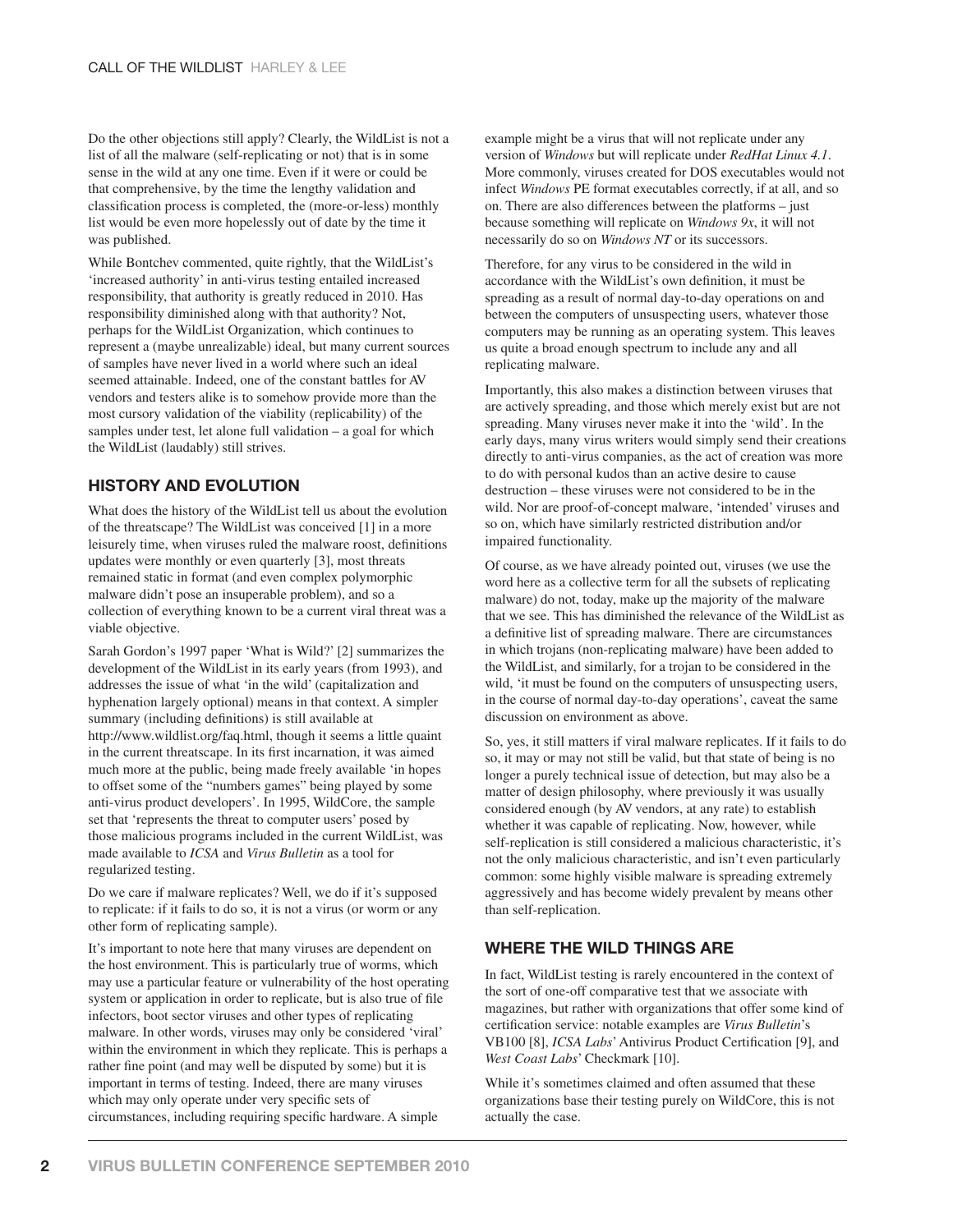Do the other objections still apply? Clearly, the WildList is not a list of all the malware (self-replicating or not) that is in some sense in the wild at any one time. Even if it were or could be that comprehensive, by the time the lengthy validation and classification process is completed, the (more-or-less) monthly list would be even more hopelessly out of date by the time it was published.

While Bontchev commented, quite rightly, that the WildList's 'increased authority' in anti-virus testing entailed increased responsibility, that authority is greatly reduced in 2010. Has responsibility diminished along with that authority? Not, perhaps for the WildList Organization, which continues to represent a (maybe unrealizable) ideal, but many current sources of samples have never lived in a world where such an ideal seemed attainable. Indeed, one of the constant battles for AV vendors and testers alike is to somehow provide more than the most cursory validation of the viability (replicability) of the samples under test, let alone full validation – a goal for which the WildList (laudably) still strives.

## HISTORY AND EVOLUTION

What does the history of the WildList tell us about the evolution of the threatscape? The WildList was conceived [1] in a more leisurely time, when viruses ruled the malware roost, definitions updates were monthly or even quarterly [3], most threats remained static in format (and even complex polymorphic malware didn't pose an insuperable problem), and so a collection of everything known to be a current viral threat was a viable objective.

Sarah Gordon's 1997 paper 'What is Wild?' [2] summarizes the development of the WildList in its early years (from 1993), and addresses the issue of what 'in the wild' (capitalization and hyphenation largely optional) means in that context. A simpler summary (including definitions) is still available at http://www.wildlist.org/faq.html, though it seems a little quaint in the current threatscape. In its first incarnation, it was aimed much more at the public, being made freely available 'in hopes to offset some of the "numbers games" being played by some anti-virus product developers'. In 1995, WildCore, the sample set that 'represents the threat to computer users' posed by those malicious programs included in the current WildList, was made available to *ICSA* and *Virus Bulletin* as a tool for regularized testing.

Do we care if malware replicates? Well, we do if it's supposed to replicate: if it fails to do so, it is not a virus (or worm or any other form of replicating sample).

It's important to note here that many viruses are dependent on the host environment. This is particularly true of worms, which may use a particular feature or vulnerability of the host operating system or application in order to replicate, but is also true of file infectors, boot sector viruses and other types of replicating malware. In other words, viruses may only be considered 'viral' within the environment in which they replicate. This is perhaps a rather fine point (and may well be disputed by some) but it is important in terms of testing. Indeed, there are many viruses which may only operate under very specific sets of circumstances, including requiring specific hardware. A simple example might be a virus that will not replicate under any version of *Windows* but will replicate under *RedHat Linux 4.1*. More commonly, viruses created for DOS executables would not infect *Windows* PE format executables correctly, if at all, and so on. There are also differences between the platforms – just because something will replicate on *Windows 9x*, it will not necessarily do so on *Windows NT* or its successors.

Therefore, for any virus to be considered in the wild in accordance with the WildList's own definition, it must be spreading as a result of normal day-to-day operations on and between the computers of unsuspecting users, whatever those computers may be running as an operating system. This leaves us quite a broad enough spectrum to include any and all replicating malware.

Importantly, this also makes a distinction between viruses that are actively spreading, and those which merely exist but are not spreading. Many viruses never make it into the 'wild'. In the early days, many virus writers would simply send their creations directly to anti-virus companies, as the act of creation was more to do with personal kudos than an active desire to cause destruction – these viruses were not considered to be in the wild. Nor are proof-of-concept malware, 'intended' viruses and so on, which have similarly restricted distribution and/or impaired functionality.

Of course, as we have already pointed out, viruses (we use the word here as a collective term for all the subsets of replicating malware) do not, today, make up the majority of the malware that we see. This has diminished the relevance of the WildList as a definitive list of spreading malware. There are circumstances in which trojans (non-replicating malware) have been added to the WildList, and similarly, for a trojan to be considered in the wild, 'it must be found on the computers of unsuspecting users, in the course of normal day-to-day operations', caveat the same discussion on environment as above.

So, yes, it still matters if viral malware replicates. If it fails to do so, it may or may not still be valid, but that state of being is no longer a purely technical issue of detection, but may also be a matter of design philosophy, where previously it was usually considered enough (by AV vendors, at any rate) to establish whether it was capable of replicating. Now, however, while self-replication is still considered a malicious characteristic, it's not the only malicious characteristic, and isn't even particularly common: some highly visible malware is spreading extremely aggressively and has become widely prevalent by means other than self-replication.

## WHERE THE WILD THINGS ARE

In fact, WildList testing is rarely encountered in the context of the sort of one-off comparative test that we associate with magazines, but rather with organizations that offer some kind of certification service: notable examples are *Virus Bulletin*'s VB100 [8], *ICSA Labs*' Antivirus Product Certification [9], and *West Coast Labs*' Checkmark [10].

While it's sometimes claimed and often assumed that these organizations base their testing purely on WildCore, this is not actually the case.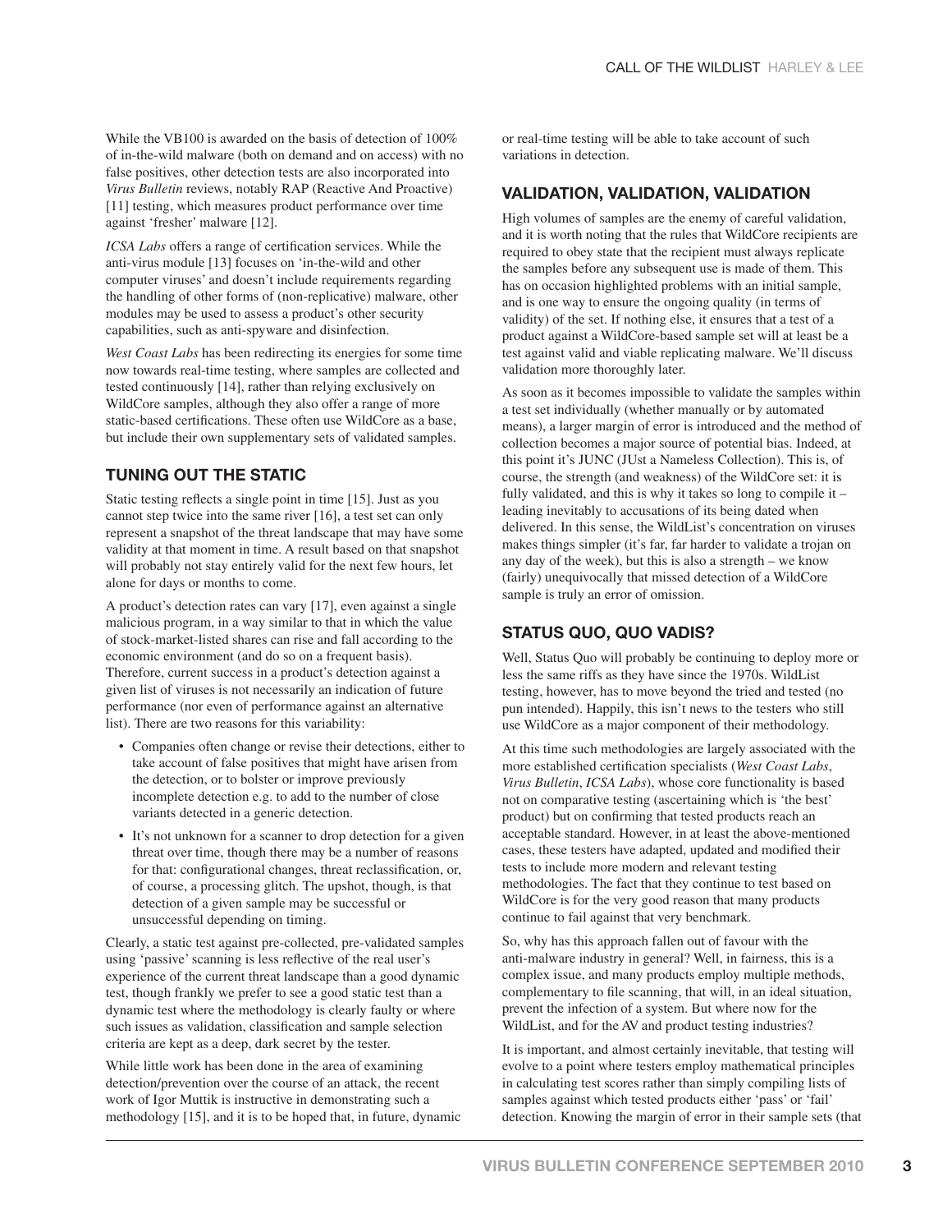While the VB100 is awarded on the basis of detection of 100% of in-the-wild malware (both on demand and on access) with no false positives, other detection tests are also incorporated into *Virus Bulletin* reviews, notably RAP (Reactive And Proactive) [11] testing, which measures product performance over time against 'fresher' malware [12].

*ICSA Labs* offers a range of certification services. While the anti-virus module [13] focuses on 'in-the-wild and other computer viruses' and doesn't include requirements regarding the handling of other forms of (non-replicative) malware, other modules may be used to assess a product's other security capabilities, such as anti-spyware and disinfection.

*West Coast Labs* has been redirecting its energies for some time now towards real-time testing, where samples are collected and tested continuously [14], rather than relying exclusively on WildCore samples, although they also offer a range of more static-based certifications. These often use WildCore as a base, but include their own supplementary sets of validated samples.

## TUNING OUT THE STATIC

Static testing reflects a single point in time [15]. Just as you cannot step twice into the same river [16], a test set can only represent a snapshot of the threat landscape that may have some validity at that moment in time. A result based on that snapshot will probably not stay entirely valid for the next few hours, let alone for days or months to come.

A product's detection rates can vary [17], even against a single malicious program, in a way similar to that in which the value of stock-market-listed shares can rise and fall according to the economic environment (and do so on a frequent basis). Therefore, current success in a product's detection against a given list of viruses is not necessarily an indication of future performance (nor even of performance against an alternative list). There are two reasons for this variability:

- Companies often change or revise their detections, either to take account of false positives that might have arisen from the detection, or to bolster or improve previously incomplete detection e.g. to add to the number of close variants detected in a generic detection.
- It's not unknown for a scanner to drop detection for a given threat over time, though there may be a number of reasons for that: configurational changes, threat reclassification, or, of course, a processing glitch. The upshot, though, is that detection of a given sample may be successful or unsuccessful depending on timing.

Clearly, a static test against pre-collected, pre-validated samples using 'passive' scanning is less reflective of the real user's experience of the current threat landscape than a good dynamic test, though frankly we prefer to see a good static test than a dynamic test where the methodology is clearly faulty or where such issues as validation, classification and sample selection criteria are kept as a deep, dark secret by the tester.

While little work has been done in the area of examining detection/prevention over the course of an attack, the recent work of Igor Muttik is instructive in demonstrating such a methodology [15], and it is to be hoped that, in future, dynamic or real-time testing will be able to take account of such variations in detection.

## VALIDATION, VALIDATION, VALIDATION

High volumes of samples are the enemy of careful validation, and it is worth noting that the rules that WildCore recipients are required to obey state that the recipient must always replicate the samples before any subsequent use is made of them. This has on occasion highlighted problems with an initial sample, and is one way to ensure the ongoing quality (in terms of validity) of the set. If nothing else, it ensures that a test of a product against a WildCore-based sample set will at least be a test against valid and viable replicating malware. We'll discuss validation more thoroughly later.

As soon as it becomes impossible to validate the samples within a test set individually (whether manually or by automated means), a larger margin of error is introduced and the method of collection becomes a major source of potential bias. Indeed, at this point it's JUNC (JUst a Nameless Collection). This is, of course, the strength (and weakness) of the WildCore set: it is fully validated, and this is why it takes so long to compile it – leading inevitably to accusations of its being dated when delivered. In this sense, the WildList's concentration on viruses makes things simpler (it's far, far harder to validate a trojan on any day of the week), but this is also a strength – we know (fairly) unequivocally that missed detection of a WildCore sample is truly an error of omission.

## STATUS QUO, QUO VADIS?

Well, Status Quo will probably be continuing to deploy more or less the same riffs as they have since the 1970s. WildList testing, however, has to move beyond the tried and tested (no pun intended). Happily, this isn't news to the testers who still use WildCore as a major component of their methodology.

At this time such methodologies are largely associated with the more established certification specialists (*West Coast Labs*, *Virus Bulletin*, *ICSA Labs*), whose core functionality is based not on comparative testing (ascertaining which is 'the best' product) but on confirming that tested products reach an acceptable standard. However, in at least the above-mentioned cases, these testers have adapted, updated and modified their tests to include more modern and relevant testing methodologies. The fact that they continue to test based on WildCore is for the very good reason that many products continue to fail against that very benchmark.

So, why has this approach fallen out of favour with the anti-malware industry in general? Well, in fairness, this is a complex issue, and many products employ multiple methods, complementary to file scanning, that will, in an ideal situation, prevent the infection of a system. But where now for the WildList, and for the AV and product testing industries?

It is important, and almost certainly inevitable, that testing will evolve to a point where testers employ mathematical principles in calculating test scores rather than simply compiling lists of samples against which tested products either 'pass' or 'fail' detection. Knowing the margin of error in their sample sets (that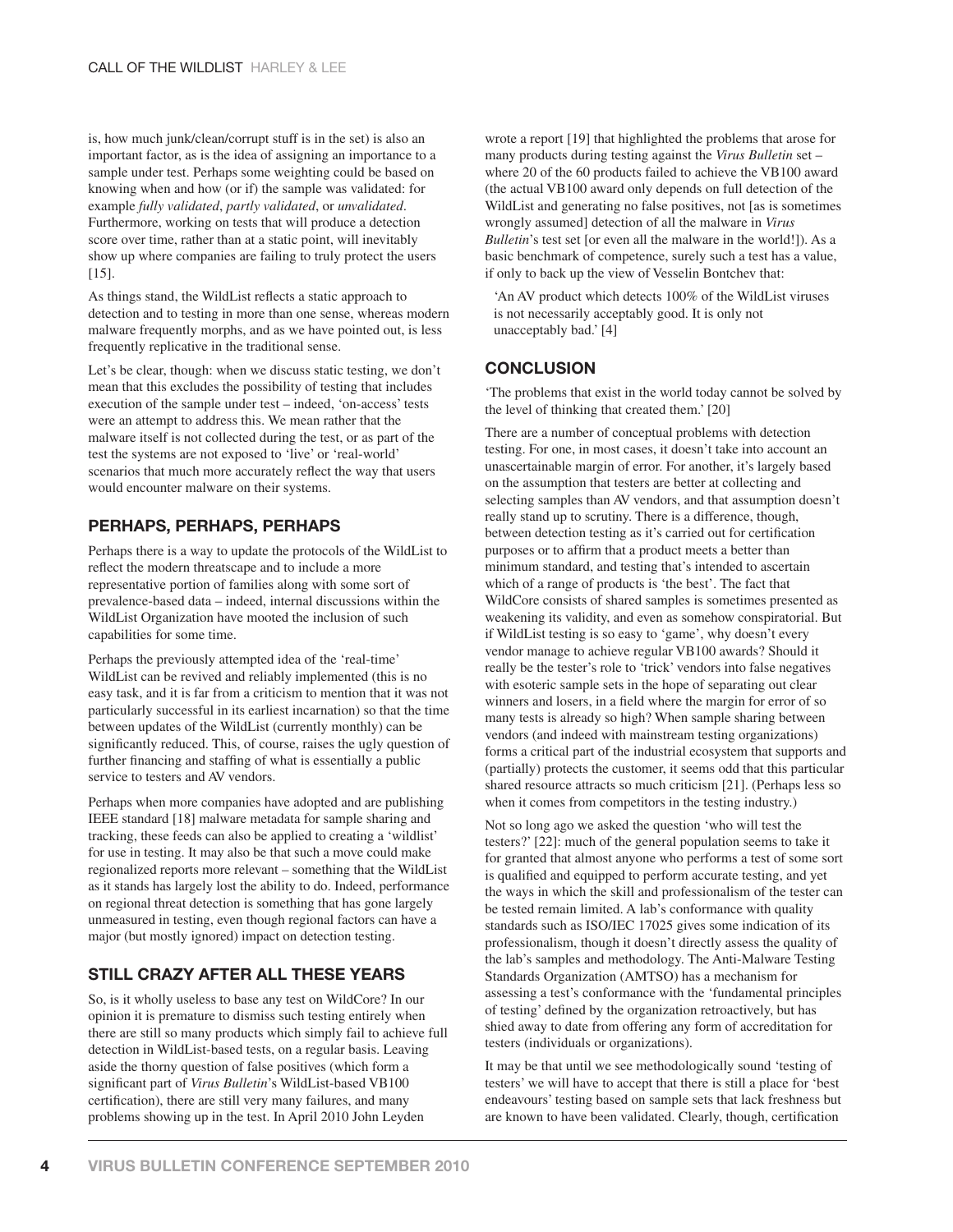is, how much junk/clean/corrupt stuff is in the set) is also an important factor, as is the idea of assigning an importance to a sample under test. Perhaps some weighting could be based on knowing when and how (or if) the sample was validated: for example *fully validated*, *partly validated*, or *unvalidated*. Furthermore, working on tests that will produce a detection score over time, rather than at a static point, will inevitably show up where companies are failing to truly protect the users [15].

As things stand, the WildList reflects a static approach to detection and to testing in more than one sense, whereas modern malware frequently morphs, and as we have pointed out, is less frequently replicative in the traditional sense.

Let's be clear, though: when we discuss static testing, we don't mean that this excludes the possibility of testing that includes execution of the sample under test – indeed, 'on-access' tests were an attempt to address this. We mean rather that the malware itself is not collected during the test, or as part of the test the systems are not exposed to 'live' or 'real-world' scenarios that much more accurately reflect the way that users would encounter malware on their systems.

## PERHAPS, PERHAPS, PERHAPS

Perhaps there is a way to update the protocols of the WildList to reflect the modern threatscape and to include a more representative portion of families along with some sort of prevalence-based data – indeed, internal discussions within the WildList Organization have mooted the inclusion of such capabilities for some time.

Perhaps the previously attempted idea of the 'real-time' WildList can be revived and reliably implemented (this is no easy task, and it is far from a criticism to mention that it was not particularly successful in its earliest incarnation) so that the time between updates of the WildList (currently monthly) can be significantly reduced. This, of course, raises the ugly question of further financing and staffing of what is essentially a public service to testers and AV vendors.

Perhaps when more companies have adopted and are publishing IEEE standard [18] malware metadata for sample sharing and tracking, these feeds can also be applied to creating a 'wildlist' for use in testing. It may also be that such a move could make regionalized reports more relevant – something that the WildList as it stands has largely lost the ability to do. Indeed, performance on regional threat detection is something that has gone largely unmeasured in testing, even though regional factors can have a major (but mostly ignored) impact on detection testing.

## STILL CRAZY AFTER ALL THESE YEARS

So, is it wholly useless to base any test on WildCore? In our opinion it is premature to dismiss such testing entirely when there are still so many products which simply fail to achieve full detection in WildList-based tests, on a regular basis. Leaving aside the thorny question of false positives (which form a significant part of *Virus Bulletin*'s WildList-based VB100 certification), there are still very many failures, and many problems showing up in the test. In April 2010 John Leyden wrote a report [19] that highlighted the problems that arose for many products during testing against the *Virus Bulletin* set – where 20 of the 60 products failed to achieve the VB100 award (the actual VB100 award only depends on full detection of the WildList and generating no false positives, not [as is sometimes wrongly assumed] detection of all the malware in *Virus Bulletin*'s test set [or even all the malware in the world!]). As a basic benchmark of competence, surely such a test has a value, if only to back up the view of Vesselin Bontchev that:

> 'An AV product which detects 100% of the WildList viruses is not necessarily acceptably good. It is only not unacceptably bad.' [4]

## CONCLUSION

'The problems that exist in the world today cannot be solved by the level of thinking that created them.' [20]

There are a number of conceptual problems with detection testing. For one, in most cases, it doesn't take into account an unascertainable margin of error. For another, it's largely based on the assumption that testers are better at collecting and selecting samples than AV vendors, and that assumption doesn't really stand up to scrutiny. There is a difference, though, between detection testing as it's carried out for certification purposes or to affirm that a product meets a better than minimum standard, and testing that's intended to ascertain which of a range of products is 'the best'. The fact that WildCore consists of shared samples is sometimes presented as weakening its validity, and even as somehow conspiratorial. But if WildList testing is so easy to 'game', why doesn't every vendor manage to achieve regular VB100 awards? Should it really be the tester's role to 'trick' vendors into false negatives with esoteric sample sets in the hope of separating out clear winners and losers, in a field where the margin for error of so many tests is already so high? When sample sharing between vendors (and indeed with mainstream testing organizations) forms a critical part of the industrial ecosystem that supports and (partially) protects the customer, it seems odd that this particular shared resource attracts so much criticism [21]. (Perhaps less so when it comes from competitors in the testing industry.)

Not so long ago we asked the question 'who will test the testers?' [22]: much of the general population seems to take it for granted that almost anyone who performs a test of some sort is qualified and equipped to perform accurate testing, and yet the ways in which the skill and professionalism of the tester can be tested remain limited. A lab's conformance with quality standards such as ISO/IEC 17025 gives some indication of its professionalism, though it doesn't directly assess the quality of the lab's samples and methodology. The Anti-Malware Testing Standards Organization (AMTSO) has a mechanism for assessing a test's conformance with the 'fundamental principles of testing' defined by the organization retroactively, but has shied away to date from offering any form of accreditation for testers (individuals or organizations).

It may be that until we see methodologically sound 'testing of testers' we will have to accept that there is still a place for 'best endeavours' testing based on sample sets that lack freshness but are known to have been validated. Clearly, though, certification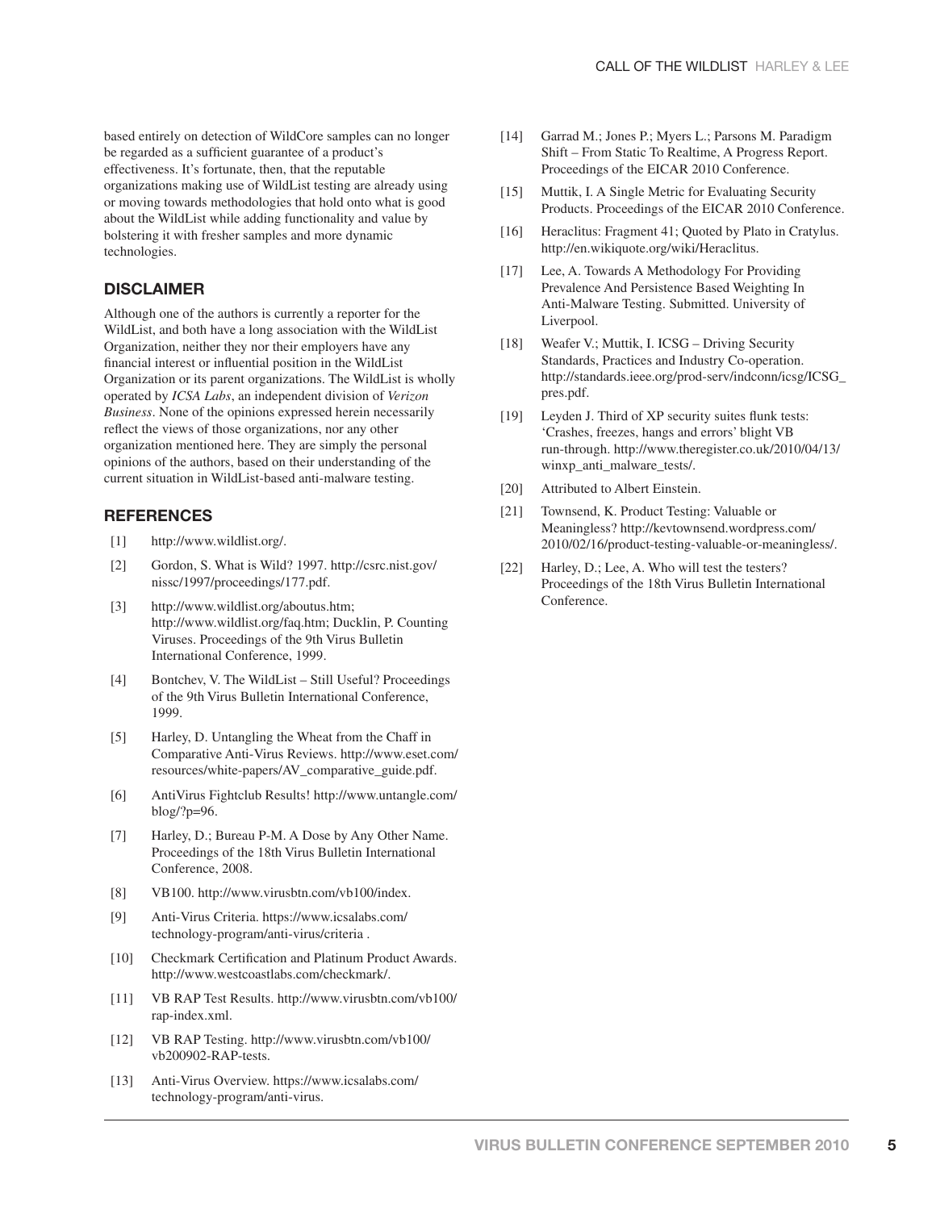based entirely on detection of WildCore samples can no longer be regarded as a sufficient guarantee of a product's effectiveness. It's fortunate, then, that the reputable organizations making use of WildList testing are already using or moving towards methodologies that hold onto what is good about the WildList while adding functionality and value by bolstering it with fresher samples and more dynamic technologies.

## DISCLAIMER

Although one of the authors is currently a reporter for the WildList, and both have a long association with the WildList Organization, neither they nor their employers have any financial interest or influential position in the WildList Organization or its parent organizations. The WildList is wholly operated by *ICSA Labs*, an independent division of *Verizon Business*. None of the opinions expressed herein necessarily reflect the views of those organizations, nor any other organization mentioned here. They are simply the personal opinions of the authors, based on their understanding of the current situation in WildList-based anti-malware testing.

## REFERENCES

[1] http://www.wildlist.org/.

[2] Gordon, S. What is Wild? 1997. http://csrc.nist.gov/nissc/1997/proceedings/177.pdf.

[3] http://www.wildlist.org/aboutus.htm; http://www.wildlist.org/faq.htm; Ducklin, P. Counting Viruses. Proceedings of the 9th Virus Bulletin International Conference, 1999.

[4] Bontchev, V. The WildList – Still Useful? Proceedings of the 9th Virus Bulletin International Conference, 1999.

[5] Harley, D. Untangling the Wheat from the Chaff in Comparative Anti-Virus Reviews. http://www.eset.com/resources/white-papers/AV_comparative_guide.pdf.

[6] AntiVirus Fightclub Results! http://www.untangle.com/blog/?p=96.

[7] Harley, D.; Bureau P-M. A Dose by Any Other Name. Proceedings of the 18th Virus Bulletin International Conference, 2008.

[8] VB100. http://www.virusbtn.com/vb100/index.

[9] Anti-Virus Criteria. https://www.icsalabs.com/technology-program/anti-virus/criteria .

[10] Checkmark Certification and Platinum Product Awards. http://www.westcoastlabs.com/checkmark/.

[11] VB RAP Test Results. http://www.virusbtn.com/vb100/rap-index.xml.

[12] VB RAP Testing. http://www.virusbtn.com/vb100/vb200902-RAP-tests.

[13] Anti-Virus Overview. https://www.icsalabs.com/technology-program/anti-virus.

[14] Garrad M.; Jones P.; Myers L.; Parsons M. Paradigm Shift – From Static To Realtime, A Progress Report. Proceedings of the EICAR 2010 Conference.

[15] Muttik, I. A Single Metric for Evaluating Security Products. Proceedings of the EICAR 2010 Conference.

[16] Heraclitus: Fragment 41; Quoted by Plato in Cratylus. http://en.wikiquote.org/wiki/Heraclitus.

[17] Lee, A. Towards A Methodology For Providing Prevalence And Persistence Based Weighting In Anti-Malware Testing. Submitted. University of Liverpool.

[18] Weafer V.; Muttik, I. ICSG – Driving Security Standards, Practices and Industry Co-operation. http://standards.ieee.org/prod-serv/indconn/icsg/ICSG_pres.pdf.

[19] Leyden J. Third of XP security suites flunk tests: 'Crashes, freezes, hangs and errors' blight VB run-through. http://www.theregister.co.uk/2010/04/13/winxp_anti_malware_tests/.

[20] Attributed to Albert Einstein.

[21] Townsend, K. Product Testing: Valuable or Meaningless? http://kevtownsend.wordpress.com/2010/02/16/product-testing-valuable-or-meaningless/.

[22] Harley, D.; Lee, A. Who will test the testers? Proceedings of the 18th Virus Bulletin International Conference.